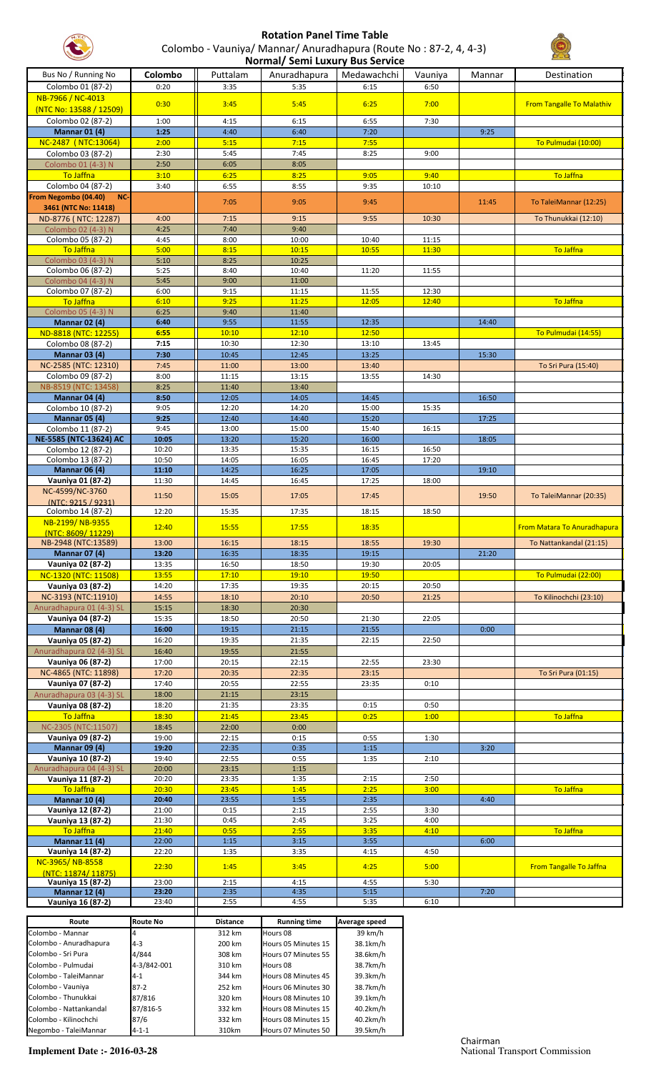# Rotation Panel Time Table

## Colombo - Vauniya/ Mannar/ Anuradhapura (Route No : 87-2, 4, 4-3)

### Normal/ Semi Luxury Bus Service

| Bus No / Running No | Colombo | Puttalam | Anuradhapura | Medawachchi | Vauniya | Mannar | Destination |
|---|---|---|---|---|---|---|---|
| Colombo 01 (87-2) | 0:20 | 3:35 | 5:35 | 6:15 | 6:50 | | |
| NB-7966 / NC-4013 (NTC No: 13588 / 12509) | 0:30 | 3:45 | 5:45 | 6:25 | 7:00 | | From Tangalle To Malathiv |
| Colombo 02 (87-2) | 1:00 | 4:15 | 6:15 | 6:55 | 7:30 | | |
| **Mannar 01 (4)** | 1:25 | 4:40 | 6:40 | 7:20 | | 9:25 | |
| NC-2487 ( NTC:13064) | 2:00 | 5:15 | 7:15 | 7:55 | | | To Pulmudai (10:00) |
| Colombo 03 (87-2) | 2:30 | 5:45 | 7:45 | 8:25 | 9:00 | | |
| Colombo 01 (4-3) N | 2:50 | 6:05 | 8:05 | | | | |
| To Jaffna | 3:10 | 6:25 | 8:25 | 9:05 | 9:40 | | To Jaffna |
| Colombo 04 (87-2) | 3:40 | 6:55 | 8:55 | 9:35 | 10:10 | | |
| From Negombo (04.40) NC-3461 (NTC No: 11418) | | 7:05 | 9:05 | 9:45 | | 11:45 | To TaleiMannar (12:25) |
| ND-8776 ( NTC: 12287) | 4:00 | 7:15 | 9:15 | 9:55 | 10:30 | | To Thunukkai (12:10) |
| Colombo 02 (4-3) N | 4:25 | 7:40 | 9:40 | | | | |
| Colombo 05 (87-2) | 4:45 | 8:00 | 10:00 | 10:40 | 11:15 | | |
| To Jaffna | 5:00 | 8:15 | 10:15 | 10:55 | 11:30 | | To Jaffna |
| Colombo 03 (4-3) N | 5:10 | 8:25 | 10:25 | | | | |
| Colombo 06 (87-2) | 5:25 | 8:40 | 10:40 | 11:20 | 11:55 | | |
| Colombo 04 (4-3) N | 5:45 | 9:00 | 11:00 | | | | |
| Colombo 07 (87-2) | 6:00 | 9:15 | 11:15 | 11:55 | 12:30 | | |
| To Jaffna | 6:10 | 9:25 | 11:25 | 12:05 | 12:40 | | To Jaffna |
| Colombo 05 (4-3) N | 6:25 | 9:40 | 11:40 | | | | |
| **Mannar 02 (4)** | 6:40 | 9:55 | 11:55 | 12:35 | | 14:40 | |
| ND-8818 (NTC: 12255) | 6:55 | 10:10 | 12:10 | 12:50 | | | To Pulmudai (14:55) |
| Colombo 08 (87-2) | 7:15 | 10:30 | 12:30 | 13:10 | 13:45 | | |
| **Mannar 03 (4)** | 7:30 | 10:45 | 12:45 | 13:25 | | 15:30 | |
| NC-2585 (NTC: 12310) | 7:45 | 11:00 | 13:00 | 13:40 | | | To Sri Pura (15:40) |
| Colombo 09 (87-2) | 8:00 | 11:15 | 13:15 | 13:55 | 14:30 | | |
| NB-8519 (NTC: 13458) | 8:25 | 11:40 | 13:40 | | | | |
| **Mannar 04 (4)** | 8:50 | 12:05 | 14:05 | 14:45 | | 16:50 | |
| Colombo 10 (87-2) | 9:05 | 12:20 | 14:20 | 15:00 | 15:35 | | |
| **Mannar 05 (4)** | 9:25 | 12:40 | 14:40 | 15:20 | | 17:25 | |
| Colombo 11 (87-2) | 9:45 | 13:00 | 15:00 | 15:40 | 16:15 | | |
| **NE-5585 (NTC-13624) AC** | 10:05 | 13:20 | 15:20 | 16:00 | | 18:05 | |
| Colombo 12 (87-2) | 10:20 | 13:35 | 15:35 | 16:15 | 16:50 | | |
| Colombo 13 (87-2) | 10:50 | 14:05 | 16:05 | 16:45 | 17:20 | | |
| **Mannar 06 (4)** | 11:10 | 14:25 | 16:25 | 17:05 | | 19:10 | |
| **Vauniya 01 (87-2)** | 11:30 | 14:45 | 16:45 | 17:25 | 18:00 | | |
| NC-4599/NC-3760 (NTC: 9215 / 9231) | 11:50 | 15:05 | 17:05 | 17:45 | | 19:50 | To TaleiMannar (20:35) |
| Colombo 14 (87-2) | 12:20 | 15:35 | 17:35 | 18:15 | 18:50 | | |
| NB-2199/ NB-9355 (NTC: 8609/ 11229) | 12:40 | 15:55 | 17:55 | 18:35 | | | From Matara To Anuradhapura |
| NB-2948 (NTC:13589) | 13:00 | 16:15 | 18:15 | 18:55 | 19:30 | | To Nattankandal (21:15) |
| **Mannar 07 (4)** | 13:20 | 16:35 | 18:35 | 19:15 | | 21:20 | |
| **Vauniya 02 (87-2)** | 13:35 | 16:50 | 18:50 | 19:30 | 20:05 | | |
| NC-1320 (NTC: 11508) | 13:55 | 17:10 | 19:10 | 19:50 | | | To Pulmudai (22:00) |
| **Vauniya 03 (87-2)** | 14:20 | 17:35 | 19:35 | 20:15 | 20:50 | | |
| NC-3193 (NTC:11910) | 14:55 | 18:10 | 20:10 | 20:50 | 21:25 | | To Kilinochchi (23:10) |
| Anuradhapura 01 (4-3) SL | 15:15 | 18:30 | 20:30 | | | | |
| **Vauniya 04 (87-2)** | 15:35 | 18:50 | 20:50 | 21:30 | 22:05 | | |
| **Mannar 08 (4)** | 16:00 | 19:15 | 21:15 | 21:55 | | 0:00 | |
| **Vauniya 05 (87-2)** | 16:20 | 19:35 | 21:35 | 22:15 | 22:50 | | |
| Anuradhapura 02 (4-3) SL | 16:40 | 19:55 | 21:55 | | | | |
| **Vauniya 06 (87-2)** | 17:00 | 20:15 | 22:15 | 22:55 | 23:30 | | |
| NC-4865 (NTC: 11898) | 17:20 | 20:35 | 22:35 | 23:15 | | | To Sri Pura (01:15) |
| **Vauniya 07 (87-2)** | 17:40 | 20:55 | 22:55 | 23:35 | 0:10 | | |
| Anuradhapura 03 (4-3) SL | 18:00 | 21:15 | 23:15 | | | | |
| **Vauniya 08 (87-2)** | 18:20 | 21:35 | 23:35 | 0:15 | 0:50 | | |
| To Jaffna | 18:30 | 21:45 | 23:45 | 0:25 | 1:00 | | To Jaffna |
| NC-2305 (NTC:11507) | 18:45 | 22:00 | 0:00 | | | | |
| **Vauniya 09 (87-2)** | 19:00 | 22:15 | 0:15 | 0:55 | 1:30 | | |
| **Mannar 09 (4)** | 19:20 | 22:35 | 0:35 | 1:15 | | 3:20 | |
| **Vauniya 10 (87-2)** | 19:40 | 22:55 | 0:55 | 1:35 | 2:10 | | |
| Anuradhapura 04 (4-3) SL | 20:00 | 23:15 | 1:15 | | | | |
| **Vauniya 11 (87-2)** | 20:20 | 23:35 | 1:35 | 2:15 | 2:50 | | |
| To Jaffna | 20:30 | 23:45 | 1:45 | 2:25 | 3:00 | | To Jaffna |
| **Mannar 10 (4)** | 20:40 | 23:55 | 1:55 | 2:35 | | 4:40 | |
| **Vauniya 12 (87-2)** | 21:00 | 0:15 | 2:15 | 2:55 | 3:30 | | |
| **Vauniya 13 (87-2)** | 21:30 | 0:45 | 2:45 | 3:25 | 4:00 | | |
| To Jaffna | 21:40 | 0:55 | 2:55 | 3:35 | 4:10 | | To Jaffna |
| **Mannar 11 (4)** | 22:00 | 1:15 | 3:15 | 3:55 | | 6:00 | |
| **Vauniya 14 (87-2)** | 22:20 | 1:35 | 3:35 | 4:15 | 4:50 | | |
| NC-3965/ NB-8558 (NTC: 11874/ 11875) | 22:30 | 1:45 | 3:45 | 4:25 | 5:00 | | From Tangalle To Jaffna |
| **Vauniya 15 (87-2)** | 23:00 | 2:15 | 4:15 | 4:55 | 5:30 | | |
| **Mannar 12 (4)** | 23:20 | 2:35 | 4:35 | 5:15 | | 7:20 | |
| **Vauniya 16 (87-2)** | 23:40 | 2:55 | 4:55 | 5:35 | 6:10 | | |

| Route | Route No | Distance | Running time | Average speed |
|---|---|---|---|---|
| Colombo - Mannar | 4 | 312 km | Hours 08 | 39 km/h |
| Colombo - Anuradhapura | 4-3 | 200 km | Hours 05 Minutes 15 | 38.1km/h |
| Colombo - Sri Pura | 4/844 | 308 km | Hours 07 Minutes 55 | 38.6km/h |
| Colombo - Pulmudai | 4-3/842-001 | 310 km | Hours 08 | 38.7km/h |
| Colombo - TaleiMannar | 4-1 | 344 km | Hours 08 Minutes 45 | 39.3km/h |
| Colombo - Vauniya | 87-2 | 252 km | Hours 06 Minutes 30 | 38.7km/h |
| Colombo - Thunukkai | 87/816 | 320 km | Hours 08 Minutes 10 | 39.1km/h |
| Colombo - Nattankandal | 87/816-5 | 332 km | Hours 08 Minutes 15 | 40.2km/h |
| Colombo - Kilinochchi | 87/6 | 332 km | Hours 08 Minutes 15 | 40.2km/h |
| Negombo - TaleiMannar | 4-1-1 | 310km | Hours 07 Minutes 50 | 39.5km/h |

**Implement Date :- 2016-03-28**

Chairman
National Transport Commission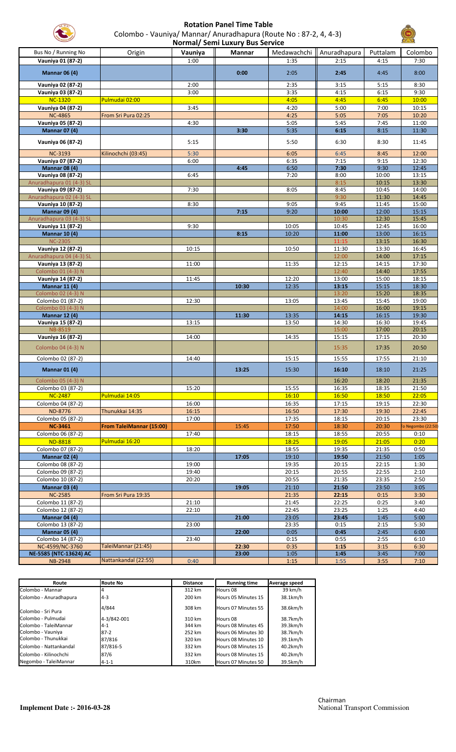# Rotation Panel Time Table

## Colombo - Vauniya/ Mannar/ Anuradhapura (Route No : 87-2, 4, 4-3)

### Normal/ Semi Luxury Bus Service

| Bus No / Running No | Origin | Vauniya | Mannar | Medawachchi | Anuradhapura | Puttalam | Colombo |
|---|---|---|---|---|---|---|---|
| **Vauniya 01 (87-2)** | | 1:00 | | 1:35 | 2:15 | 4:15 | 7:30 |
| **Mannar 06 (4)** | | | 0:00 | 2:05 | 2:45 | 4:45 | 8:00 |
| **Vauniya 02 (87-2)** | | 2:00 | | 2:35 | 3:15 | 5:15 | 8:30 |
| **Vauniya 03 (87-2)** | | 3:00 | | 3:35 | 4:15 | 6:15 | 9:30 |
| NC-1320 | Pulmudai 02:00 | | | 4:05 | 4:45 | 6:45 | 10:00 |
| **Vauniya 04 (87-2)** | | 3:45 | | 4:20 | 5:00 | 7:00 | 10:15 |
| NC-4865 | From Sri Pura 02:25 | | | 4:25 | 5:05 | 7:05 | 10:20 |
| **Vauniya 05 (87-2)** | | 4:30 | | 5:05 | 5:45 | 7:45 | 11:00 |
| **Mannar 07 (4)** | | | 3:30 | 5:35 | 6:15 | 8:15 | 11:30 |
| **Vauniya 06 (87-2)** | | 5:15 | | 5:50 | 6:30 | 8:30 | 11:45 |
| NC-3193 | Kilinochchi (03:45) | 5:30 | | 6:05 | 6:45 | 8:45 | 12:00 |
| **Vauniya 07 (87-2)** | | 6:00 | | 6:35 | 7:15 | 9:15 | 12:30 |
| **Mannar 08 (4)** | | | 4:45 | 6:50 | 7:30 | 9:30 | 12:45 |
| **Vauniya 08 (87-2)** | | 6:45 | | 7:20 | 8:00 | 10:00 | 13:15 |
| Anuradhapura 01 (4-3) SL | | | | | 8:15 | 10:15 | 13:30 |
| **Vauniya 09 (87-2)** | | 7:30 | | 8:05 | 8:45 | 10:45 | 14:00 |
| Anuradhapura 02 (4-3) SL | | | | | 9:30 | 11:30 | 14:45 |
| **Vauniya 10 (87-2)** | | 8:30 | | 9:05 | 9:45 | 11:45 | 15:00 |
| **Mannar 09 (4)** | | | 7:15 | 9:20 | 10:00 | 12:00 | 15:15 |
| Anuradhapura 03 (4-3) SL | | | | | 10:30 | 12:30 | 15:45 |
| **Vauniya 11 (87-2)** | | 9:30 | | 10:05 | 10:45 | 12:45 | 16:00 |
| **Mannar 10 (4)** | | | 8:15 | 10:20 | 11:00 | 13:00 | 16:15 |
| NC-2305 | | | | | 11:15 | 13:15 | 16:30 |
| **Vauniya 12 (87-2)** | | 10:15 | | 10:50 | 11:30 | 13:30 | 16:45 |
| Anuradhapura 04 (4-3) SL | | | | | 12:00 | 14:00 | 17:15 |
| **Vauniya 13 (87-2)** | | 11:00 | | 11:35 | 12:15 | 14:15 | 17:30 |
| Colombo 01 (4-3) N | | | | | 12:40 | 14:40 | 17:55 |
| **Vauniya 14 (87-2)** | | 11:45 | | 12:20 | 13:00 | 15:00 | 18:15 |
| **Mannar 11 (4)** | | | 10:30 | 12:35 | 13:15 | 15:15 | 18:30 |
| Colombo 02 (4-3) N | | | | | 13:20 | 15:20 | 18:35 |
| Colombo 01 (87-2) | | 12:30 | | 13:05 | 13:45 | 15:45 | 19:00 |
| Colombo 03 (4-3) N | | | | | 14:00 | 16:00 | 19:15 |
| **Mannar 12 (4)** | | | 11:30 | 13:35 | 14:15 | 16:15 | 19:30 |
| **Vauniya 15 (87-2)** | | 13:15 | | 13:50 | 14:30 | 16:30 | 19:45 |
| NB-8519 | | | | | 15:00 | 17:00 | 20:15 |
| **Vauniya 16 (87-2)** | | 14:00 | | 14:35 | 15:15 | 17:15 | 20:30 |
| Colombo 04 (4-3) N | | | | | 15:35 | 17:35 | 20:50 |
| Colombo 02 (87-2) | | 14:40 | | 15:15 | 15:55 | 17:55 | 21:10 |
| **Mannar 01 (4)** | | | 13:25 | 15:30 | 16:10 | 18:10 | 21:25 |
| Colombo 05 (4-3) N | | | | | 16:20 | 18:20 | 21:35 |
| Colombo 03 (87-2) | | 15:20 | | 15:55 | 16:35 | 18:35 | 21:50 |
| NC-2487 | Pulmudai 14:05 | | | 16:10 | 16:50 | 18:50 | 22:05 |
| Colombo 04 (87-2) | | 16:00 | | 16:35 | 17:15 | 19:15 | 22:30 |
| ND-8776 | Thunukkai 14:35 | 16:15 | | 16:50 | 17:30 | 19:30 | 22:45 |
| Colombo 05 (87-2) | | 17:00 | | 17:35 | 18:15 | 20:15 | 23:30 |
| **NC-3461** | **From TaleiMannar (15:00)** | | 15:45 | 17:50 | 18:30 | 20:30 | To Negombo (22:50) |
| Colombo 06 (87-2) | | 17:40 | | 18:15 | 18:55 | 20:55 | 0:10 |
| ND-8818 | Pulmudai 16:20 | | | 18:25 | 19:05 | 21:05 | 0:20 |
| Colombo 07 (87-2) | | 18:20 | | 18:55 | 19:35 | 21:35 | 0:50 |
| **Mannar 02 (4)** | | | 17:05 | 19:10 | 19:50 | 21:50 | 1:05 |
| Colombo 08 (87-2) | | 19:00 | | 19:35 | 20:15 | 22:15 | 1:30 |
| Colombo 09 (87-2) | | 19:40 | | 20:15 | 20:55 | 22:55 | 2:10 |
| Colombo 10 (87-2) | | 20:20 | | 20:55 | 21:35 | 23:35 | 2:50 |
| **Mannar 03 (4)** | | | 19:05 | 21:10 | 21:50 | 23:50 | 3:05 |
| NC-2585 | From Sri Pura 19:35 | | | 21:35 | 22:15 | 0:15 | 3:30 |
| Colombo 11 (87-2) | | 21:10 | | 21:45 | 22:25 | 0:25 | 3:40 |
| Colombo 12 (87-2) | | 22:10 | | 22:45 | 23:25 | 1:25 | 4:40 |
| **Mannar 04 (4)** | | | 21:00 | 23:05 | 23:45 | 1:45 | 5:00 |
| Colombo 13 (87-2) | | 23:00 | | 23:35 | 0:15 | 2:15 | 5:30 |
| **Mannar 05 (4)** | | | 22:00 | 0:05 | 0:45 | 2:45 | 6:00 |
| Colombo 14 (87-2) | | 23:40 | | 0:15 | 0:55 | 2:55 | 6:10 |
| NC-4599/NC-3760 | TaleiMannar (21:45) | | 22:30 | 0:35 | 1:15 | 3:15 | 6:30 |
| **NE-5585 (NTC-13624) AC** | | | 23:00 | 1:05 | 1:45 | 3:45 | 7:00 |
| NB-2948 | Nattankandal (22:55) | 0:40 | | 1:15 | 1:55 | 3:55 | 7:10 |

| Route | Route No | Distance | Running time | Average speed |
|---|---|---|---|---|
| Colombo - Mannar | 4 | 312 km | Hours 08 | 39 km/h |
| Colombo - Anuradhapura | 4-3 | 200 km | Hours 05 Minutes 15 | 38.1km/h |
| Colombo - Sri Pura | 4/844 | 308 km | Hours 07 Minutes 55 | 38.6km/h |
| Colombo - Pulmudai | 4-3/842-001 | 310 km | Hours 08 | 38.7km/h |
| Colombo - TaleiMannar | 4-1 | 344 km | Hours 08 Minutes 45 | 39.3km/h |
| Colombo - Vauniya | 87-2 | 252 km | Hours 06 Minutes 30 | 38.7km/h |
| Colombo - Thunukkai | 87/816 | 320 km | Hours 08 Minutes 10 | 39.1km/h |
| Colombo - Nattankandal | 87/816-5 | 332 km | Hours 08 Minutes 15 | 40.2km/h |
| Colombo - Kilinochchi | 87/6 | 332 km | Hours 08 Minutes 15 | 40.2km/h |
| Negombo - TaleiMannar | 4-1-1 | 310km | Hours 07 Minutes 50 | 39.5km/h |

**Implement Date :- 2016-03-28**

Chairman
National Transport Commission